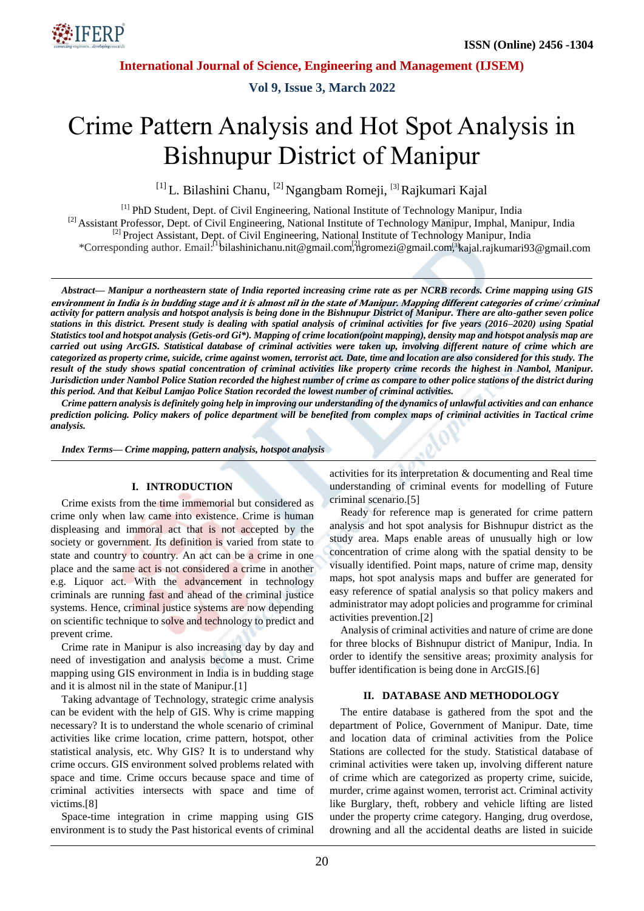# Crime Pattern Analysis and Hot Spot Analysis in Bishnupur District of Manipur

[1] L. Bilashini Chanu, [2] Ngangbam Romeji, [3] Rajkumari Kajal

[1] PhD Student, Dept. of Civil Engineering, National Institute of Technology Manipur, India
[2] Assistant Professor, Dept. of Civil Engineering, National Institute of Technology Manipur, Imphal, Manipur, India
[3] Project Assistant, Dept. of Civil Engineering, National Institute of Technology Manipur, India
*Corresponding author. Email: [1] bilashinichanu.nit@gmail.com, [2] ngromezi@gmail.com, [3] kajal.rajkumari93@gmail.com

***Abstract— Manipur a northeastern state of India reported increasing crime rate as per NCRB records. Crime mapping using GIS environment in India is in budding stage and it is almost nil in the state of Manipur. Mapping different categories of crime/ criminal activity for pattern analysis and hotspot analysis is being done in the Bishnupur District of Manipur. There are alto-gather seven police stations in this district. Present study is dealing with spatial analysis of criminal activities for five years (2016–2020) using Spatial Statistics tool and hotspot analysis (Getis-ord Gi\*). Mapping of crime location(point mapping), density map and hotspot analysis map are carried out using ArcGIS. Statistical database of criminal activities were taken up, involving different nature of crime which are categorized as property crime, suicide, crime against women, terrorist act. Date, time and location are also considered for this study. The result of the study shows spatial concentration of criminal activities like property crime records the highest in Nambol, Manipur. Jurisdiction under Nambol Police Station recorded the highest number of crime as compare to other police stations of the district during this period. And that Keibul Lamjao Police Station recorded the lowest number of criminal activities.***

***Crime pattern analysis is definitely going help in improving our understanding of the dynamics of unlawful activities and can enhance prediction policing. Policy makers of police department will be benefited from complex maps of criminal activities in Tactical crime analysis.***

***Index Terms— Crime mapping, pattern analysis, hotspot analysis***

## I. INTRODUCTION

Crime exists from the time immemorial but considered as crime only when law came into existence. Crime is human displeasing and immoral act that is not accepted by the society or government. Its definition is varied from state to state and country to country. An act can be a crime in one place and the same act is not considered a crime in another e.g. Liquor act. With the advancement in technology criminals are running fast and ahead of the criminal justice systems. Hence, criminal justice systems are now depending on scientific technique to solve and technology to predict and prevent crime.

Crime rate in Manipur is also increasing day by day and need of investigation and analysis become a must. Crime mapping using GIS environment in India is in budding stage and it is almost nil in the state of Manipur.[1]

Taking advantage of Technology, strategic crime analysis can be evident with the help of GIS. Why is crime mapping necessary? It is to understand the whole scenario of criminal activities like crime location, crime pattern, hotspot, other statistical analysis, etc. Why GIS? It is to understand why crime occurs. GIS environment solved problems related with space and time. Crime occurs because space and time of criminal activities intersects with space and time of victims.[8]

Space-time integration in crime mapping using GIS environment is to study the Past historical events of criminal activities for its interpretation & documenting and Real time understanding of criminal events for modelling of Future criminal scenario.[5]

Ready for reference map is generated for crime pattern analysis and hot spot analysis for Bishnupur district as the study area. Maps enable areas of unusually high or low concentration of crime along with the spatial density to be visually identified. Point maps, nature of crime map, density maps, hot spot analysis maps and buffer are generated for easy reference of spatial analysis so that policy makers and administrator may adopt policies and programme for criminal activities prevention.[2]

Analysis of criminal activities and nature of crime are done for three blocks of Bishnupur district of Manipur, India. In order to identify the sensitive areas; proximity analysis for buffer identification is being done in ArcGIS.[6]

## II. DATABASE AND METHODOLOGY

The entire database is gathered from the spot and the department of Police, Government of Manipur. Date, time and location data of criminal activities from the Police Stations are collected for the study. Statistical database of criminal activities were taken up, involving different nature of crime which are categorized as property crime, suicide, murder, crime against women, terrorist act. Criminal activity like Burglary, theft, robbery and vehicle lifting are listed under the property crime category. Hanging, drug overdose, drowning and all the accidental deaths are listed in suicide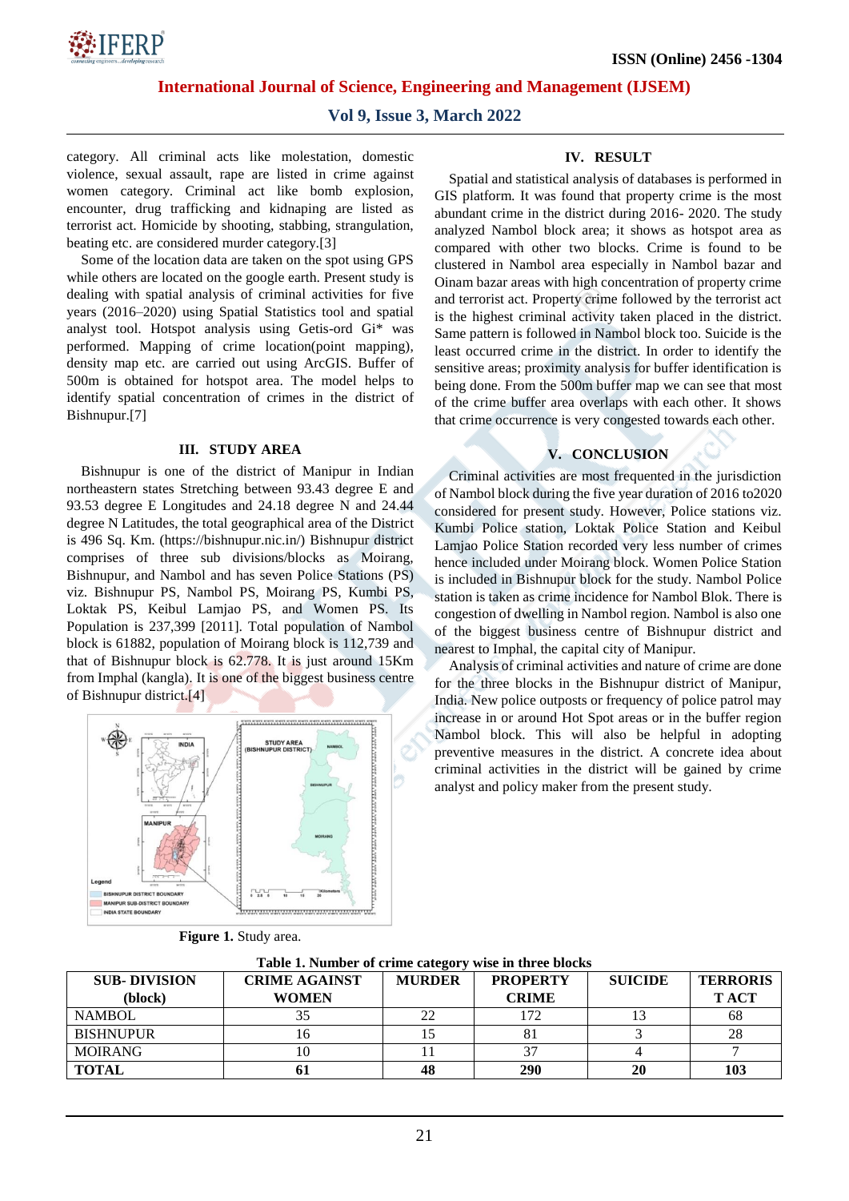category. All criminal acts like molestation, domestic violence, sexual assault, rape are listed in crime against women category. Criminal act like bomb explosion, encounter, drug trafficking and kidnaping are listed as terrorist act. Homicide by shooting, stabbing, strangulation, beating etc. are considered murder category.[3]

Some of the location data are taken on the spot using GPS while others are located on the google earth. Present study is dealing with spatial analysis of criminal activities for five years (2016–2020) using Spatial Statistics tool and spatial analyst tool. Hotspot analysis using Getis-ord Gi* was performed. Mapping of crime location(point mapping), density map etc. are carried out using ArcGIS. Buffer of 500m is obtained for hotspot area. The model helps to identify spatial concentration of crimes in the district of Bishnupur.[7]

## III. STUDY AREA

Bishnupur is one of the district of Manipur in Indian northeastern states Stretching between 93.43 degree E and 93.53 degree E Longitudes and 24.18 degree N and 24.44 degree N Latitudes, the total geographical area of the District is 496 Sq. Km. (https://bishnupur.nic.in/) Bishnupur district comprises of three sub divisions/blocks as Moirang, Bishnupur, and Nambol and has seven Police Stations (PS) viz. Bishnupur PS, Nambol PS, Moirang PS, Kumbi PS, Loktak PS, Keibul Lamjao PS, and Women PS. Its Population is 237,399 [2011]. Total population of Nambol block is 61882, population of Moirang block is 112,739 and that of Bishnupur block is 62.778. It is just around 15Km from Imphal (kangla). It is one of the biggest business centre of Bishnupur district.[4]

**Figure 1.** Study area.

## IV. RESULT

Spatial and statistical analysis of databases is performed in GIS platform. It was found that property crime is the most abundant crime in the district during 2016- 2020. The study analyzed Nambol block area; it shows as hotspot area as compared with other two blocks. Crime is found to be clustered in Nambol area especially in Nambol bazar and Oinam bazar areas with high concentration of property crime and terrorist act. Property crime followed by the terrorist act is the highest criminal activity taken placed in the district. Same pattern is followed in Nambol block too. Suicide is the least occurred crime in the district. In order to identify the sensitive areas; proximity analysis for buffer identification is being done. From the 500m buffer map we can see that most of the crime buffer area overlaps with each other. It shows that crime occurrence is very congested towards each other.

## V. CONCLUSION

Criminal activities are most frequented in the jurisdiction of Nambol block during the five year duration of 2016 to2020 considered for present study. However, Police stations viz. Kumbi Police station, Loktak Police Station and Keibul Lamjao Police Station recorded very less number of crimes hence included under Moirang block. Women Police Station is included in Bishnupur block for the study. Nambol Police station is taken as crime incidence for Nambol Blok. There is congestion of dwelling in Nambol region. Nambol is also one of the biggest business centre of Bishnupur district and nearest to Imphal, the capital city of Manipur.

Analysis of criminal activities and nature of crime are done for the three blocks in the Bishnupur district of Manipur, India. New police outposts or frequency of police patrol may increase in or around Hot Spot areas or in the buffer region Nambol block. This will also be helpful in adopting preventive measures in the district. A concrete idea about criminal activities in the district will be gained by crime analyst and policy maker from the present study.

**Table 1. Number of crime category wise in three blocks**

| SUB- DIVISION (block) | CRIME AGAINST WOMEN | MURDER | PROPERTY CRIME | SUICIDE | TERRORIS T ACT |
|---|---|---|---|---|---|
| NAMBOL | 35 | 22 | 172 | 13 | 68 |
| BISHNUPUR | 16 | 15 | 81 | 3 | 28 |
| MOIRANG | 10 | 11 | 37 | 4 | 7 |
| **TOTAL** | **61** | **48** | **290** | **20** | **103** |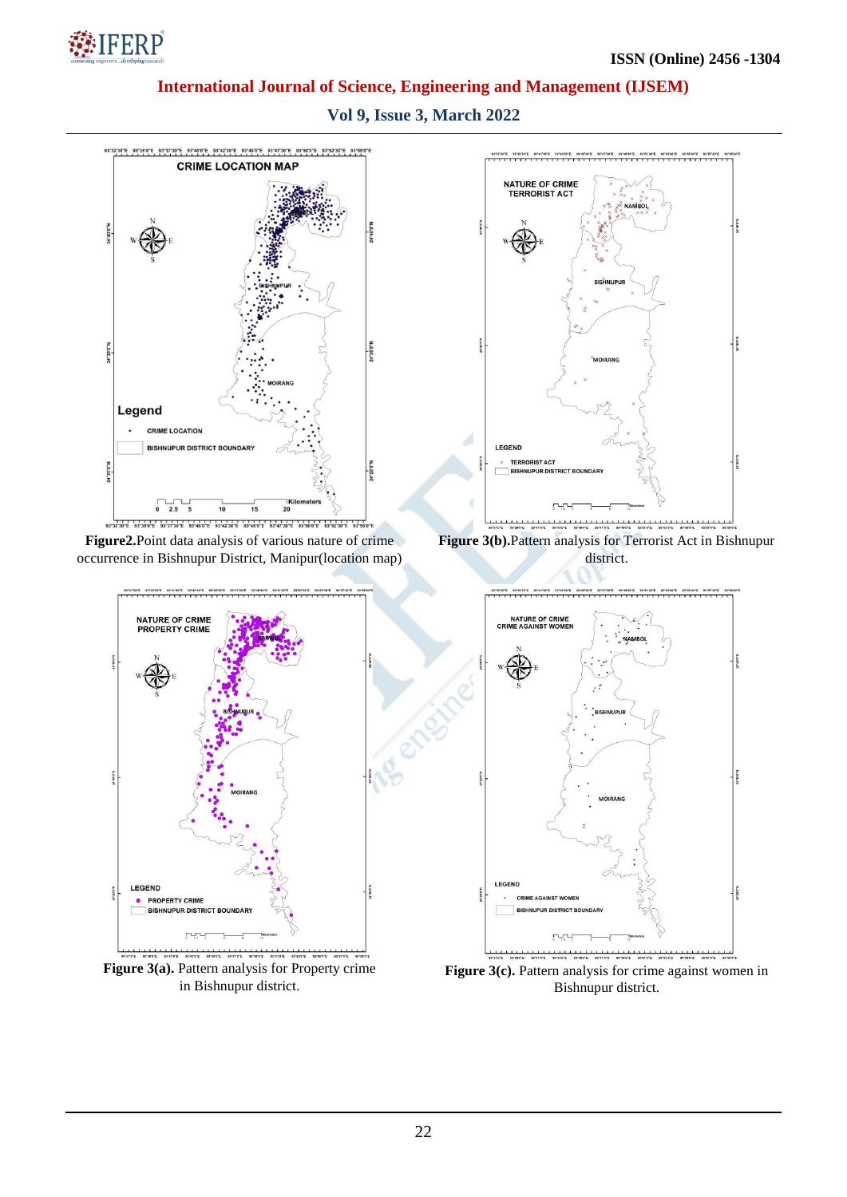**Figure2.**Point data analysis of various nature of crime occurrence in Bishnupur District, Manipur(location map)

**Figure 3(b).**Pattern analysis for Terrorist Act in Bishnupur district.

**Figure 3(a).** Pattern analysis for Property crime in Bishnupur district.

**Figure 3(c).** Pattern analysis for crime against women in Bishnupur district.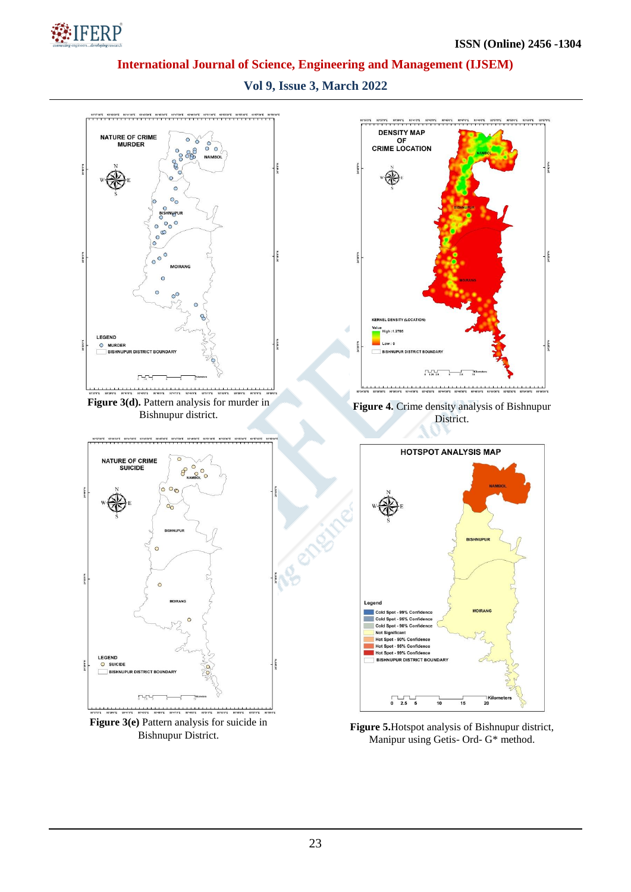**Figure 3(d).** Pattern analysis for murder in Bishnupur district.

**Figure 4.** Crime density analysis of Bishnupur District.

**Figure 3(e)** Pattern analysis for suicide in Bishnupur District.

**Figure 5.**Hotspot analysis of Bishnupur district, Manipur using Getis- Ord- G* method.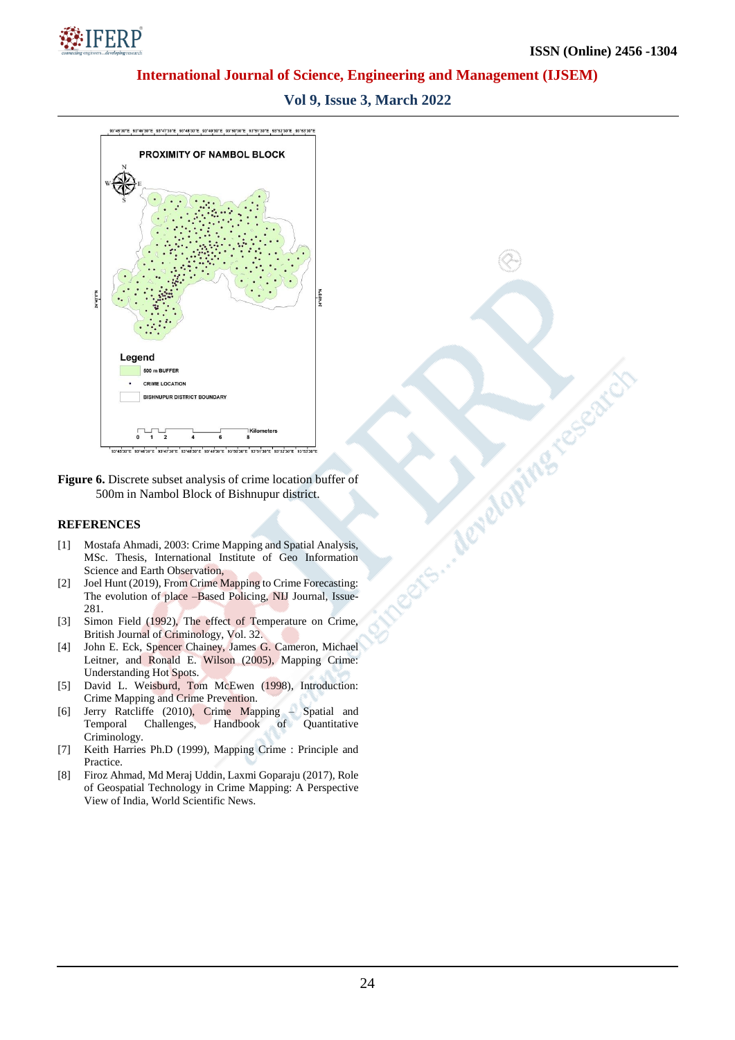PROXIMITY OF NAMBOL BLOCK

Legend

500 m BUFFER

CRIME LOCATION

BISHNUPUR DISTRICT BOUNDARY

0 1 2 4 6 8 Kilometers

**Figure 6.** Discrete subset analysis of crime location buffer of 500m in Nambol Block of Bishnupur district.

## REFERENCES

[1] Mostafa Ahmadi, 2003: Crime Mapping and Spatial Analysis, MSc. Thesis, International Institute of Geo Information Science and Earth Observation.

[2] Joel Hunt (2019), From Crime Mapping to Crime Forecasting: The evolution of place –Based Policing, NIJ Journal, Issue-281.

[3] Simon Field (1992), The effect of Temperature on Crime, British Journal of Criminology, Vol. 32.

[4] John E. Eck, Spencer Chainey, James G. Cameron, Michael Leitner, and Ronald E. Wilson (2005), Mapping Crime: Understanding Hot Spots.

[5] David L. Weisburd, Tom McEwen (1998), Introduction: Crime Mapping and Crime Prevention.

[6] Jerry Ratcliffe (2010), Crime Mapping – Spatial and Temporal Challenges, Handbook of Quantitative Criminology.

[7] Keith Harries Ph.D (1999), Mapping Crime : Principle and Practice.

[8] Firoz Ahmad, Md Meraj Uddin, Laxmi Goparaju (2017), Role of Geospatial Technology in Crime Mapping: A Perspective View of India, World Scientific News.